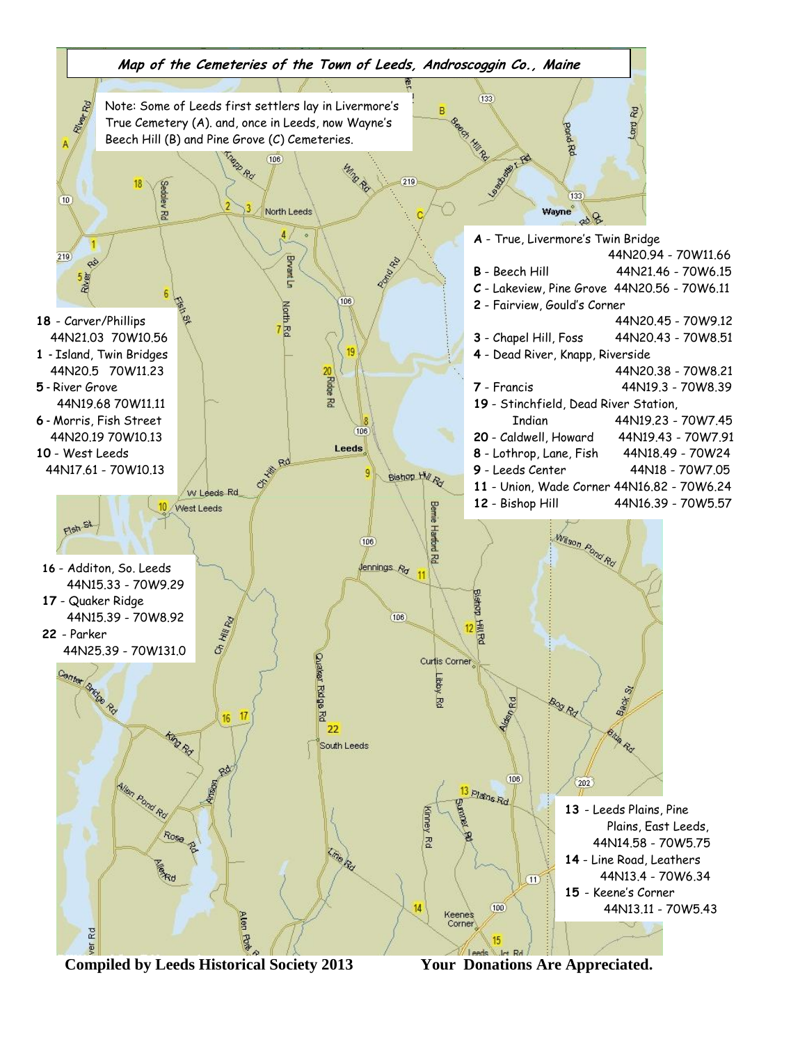# *Map of the Cemeteries of the Town of Leeds, Androscoggin Co., Maine*

Note: Some of Leeds first settlers lay in Livermore's True Cemetery (A). and, once in Leeds, now Wayne's Beech Hill (B) and Pine Grove (C) Cemeteries.

**18** - Carver/Phillips 44N21.03 70W10.56
**1** - Island, Twin Bridges 44N20.5 70W11.23
**5** - River Grove 44N19.68 70W11.11
**6** - Morris, Fish Street 44N20.19 70W10.13
**10** - West Leeds 44N17.61 - 70W10.13

**A** - True, Livermore's Twin Bridge 44N20.94 - 70W11.66
**B** - Beech Hill 44N21.46 - 70W6.15
**C** - Lakeview, Pine Grove 44N20.56 - 70W6.11
**2** - Fairview, Gould's Corner 44N20.45 - 70W9.12
**3** - Chapel Hill, Foss 44N20.43 - 70W8.51
**4** - Dead River, Knapp, Riverside 44N20.38 - 70W8.21
**7** - Francis 44N19.3 - 70W8.39
**19** - Stinchfield, Dead River Station, Indian 44N19.23 - 70W7.45
**20** - Caldwell, Howard 44N19.43 - 70W7.91
**8** - Lothrop, Lane, Fish 44N18.49 - 70W24
**9** - Leeds Center 44N18 - 70W7.05
**11** - Union, Wade Corner 44N16.82 - 70W6.24
**12** - Bishop Hill 44N16.39 - 70W5.57

**16** - Additon, So. Leeds 44N15.33 - 70W9.29
**17** - Quaker Ridge 44N15.39 - 70W8.92
**22** - Parker 44N25.39 - 70W131.0

**13** - Leeds Plains, Pine Plains, East Leeds, 44N14.58 - 70W5.75
**14** - Line Road, Leathers 44N13.4 - 70W6.34
**15** - Keene's Corner 44N13.11 - 70W5.43

**Compiled by Leeds Historical Society 2013** **Your Donations Are Appreciated.**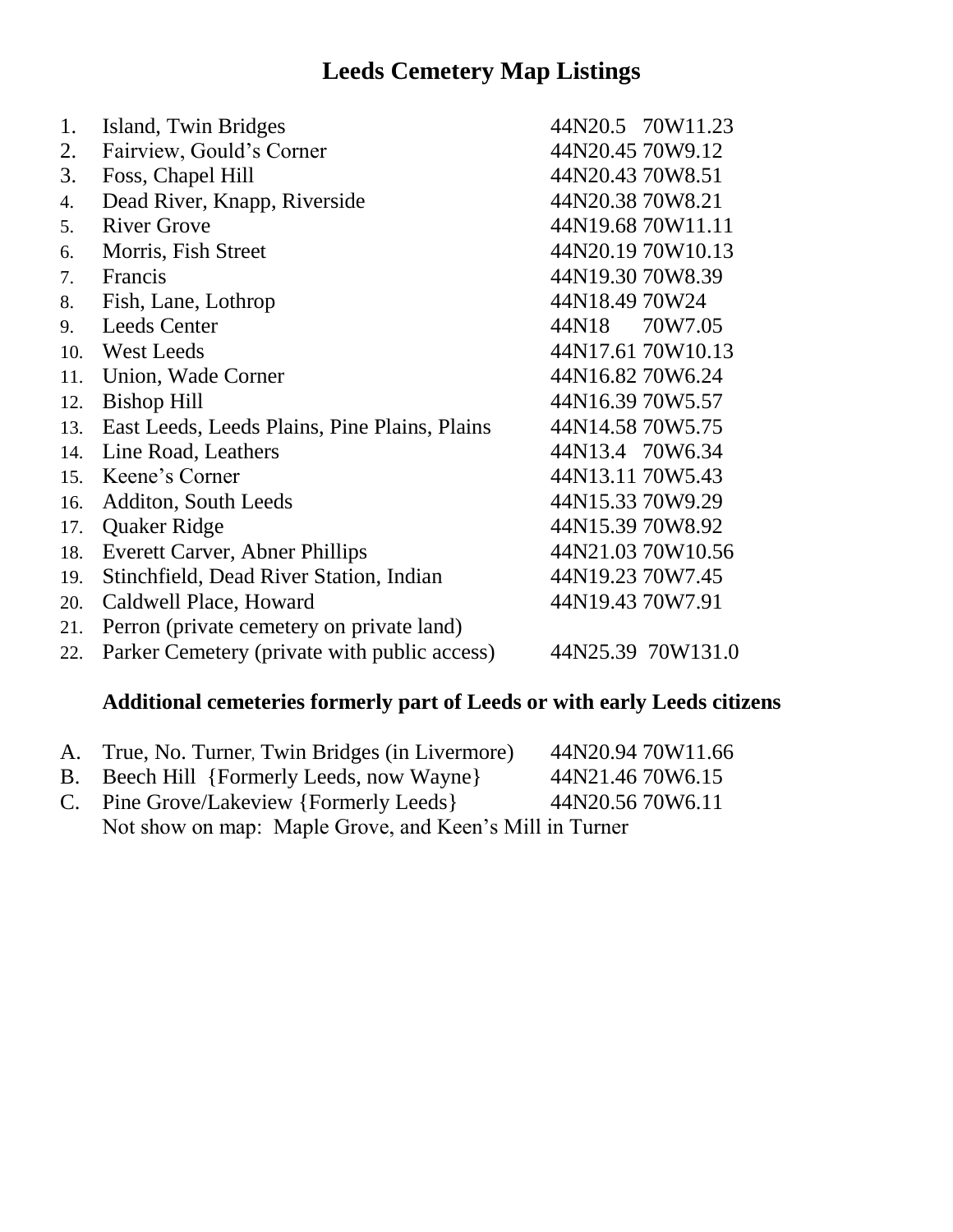# Leeds Cemetery Map Listings

| | | |
|---|---|---|
| 1. | Island, Twin Bridges | 44N20.5 70W11.23 |
| 2. | Fairview, Gould's Corner | 44N20.45 70W9.12 |
| 3. | Foss, Chapel Hill | 44N20.43 70W8.51 |
| 4. | Dead River, Knapp, Riverside | 44N20.38 70W8.21 |
| 5. | River Grove | 44N19.68 70W11.11 |
| 6. | Morris, Fish Street | 44N20.19 70W10.13 |
| 7. | Francis | 44N19.30 70W8.39 |
| 8. | Fish, Lane, Lothrop | 44N18.49 70W24 |
| 9. | Leeds Center | 44N18 70W7.05 |
| 10. | West Leeds | 44N17.61 70W10.13 |
| 11. | Union, Wade Corner | 44N16.82 70W6.24 |
| 12. | Bishop Hill | 44N16.39 70W5.57 |
| 13. | East Leeds, Leeds Plains, Pine Plains, Plains | 44N14.58 70W5.75 |
| 14. | Line Road, Leathers | 44N13.4 70W6.34 |
| 15. | Keene's Corner | 44N13.11 70W5.43 |
| 16. | Additon, South Leeds | 44N15.33 70W9.29 |
| 17. | Quaker Ridge | 44N15.39 70W8.92 |
| 18. | Everett Carver, Abner Phillips | 44N21.03 70W10.56 |
| 19. | Stinchfield, Dead River Station, Indian | 44N19.23 70W7.45 |
| 20. | Caldwell Place, Howard | 44N19.43 70W7.91 |
| 21. | Perron (private cemetery on private land) | |
| 22. | Parker Cemetery (private with public access) | 44N25.39 70W131.0 |

**Additional cemeteries formerly part of Leeds or with early Leeds citizens**

| | | |
|---|---|---|
| A. | True, No. Turner, Twin Bridges (in Livermore) | 44N20.94 70W11.66 |
| B. | Beech Hill {Formerly Leeds, now Wayne} | 44N21.46 70W6.15 |
| C. | Pine Grove/Lakeview {Formerly Leeds} | 44N20.56 70W6.11 |

Not show on map: Maple Grove, and Keen's Mill in Turner